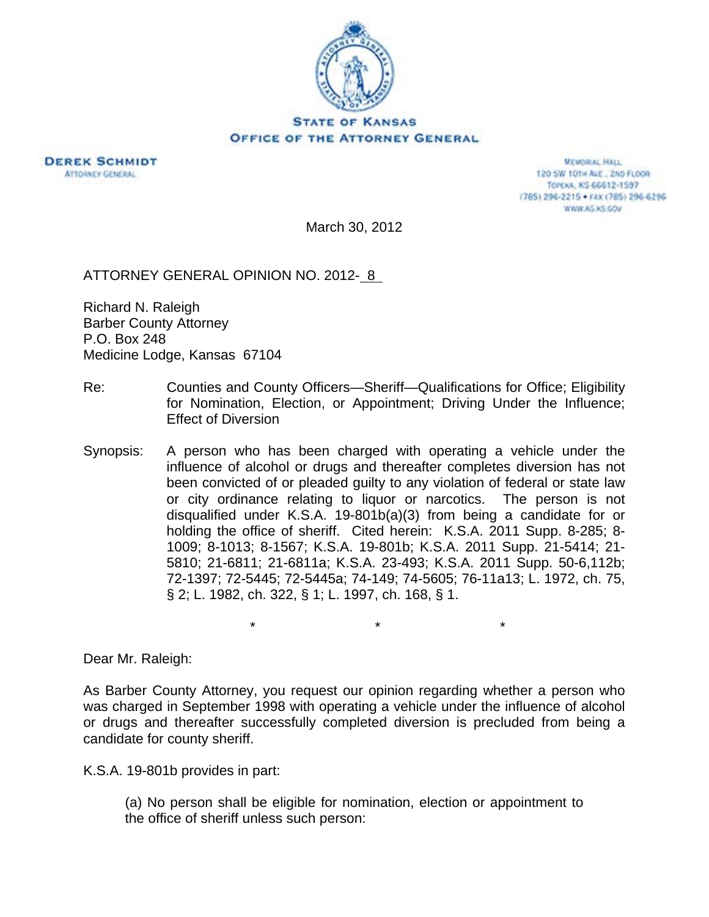**STATE OF KANSAS**
**OFFICE OF THE ATTORNEY GENERAL**

**DEREK SCHMIDT**
ATTORNEY GENERAL

MEMORIAL HALL
120 SW 10TH AVE., 2ND FLOOR
TOPEKA, KS 66612-1597
(785) 296-2215 • FAX (785) 296-6296
WWW.AG.KS.GOV

March 30, 2012

ATTORNEY GENERAL OPINION NO. 2012- 8

Richard N. Raleigh
Barber County Attorney
P.O. Box 248
Medicine Lodge, Kansas 67104

Re: Counties and County Officers—Sheriff—Qualifications for Office; Eligibility for Nomination, Election, or Appointment; Driving Under the Influence; Effect of Diversion

Synopsis: A person who has been charged with operating a vehicle under the influence of alcohol or drugs and thereafter completes diversion has not been convicted of or pleaded guilty to any violation of federal or state law or city ordinance relating to liquor or narcotics. The person is not disqualified under K.S.A. 19-801b(a)(3) from being a candidate for or holding the office of sheriff. Cited herein: K.S.A. 2011 Supp. 8-285; 8-1009; 8-1013; 8-1567; K.S.A. 19-801b; K.S.A. 2011 Supp. 21-5414; 21-5810; 21-6811; 21-6811a; K.S.A. 23-493; K.S.A. 2011 Supp. 50-6,112b; 72-1397; 72-5445; 72-5445a; 74-149; 74-5605; 76-11a13; L. 1972, ch. 75, § 2; L. 1982, ch. 322, § 1; L. 1997, ch. 168, § 1.

\* \* \*

Dear Mr. Raleigh:

As Barber County Attorney, you request our opinion regarding whether a person who was charged in September 1998 with operating a vehicle under the influence of alcohol or drugs and thereafter successfully completed diversion is precluded from being a candidate for county sheriff.

K.S.A. 19-801b provides in part:

> (a) No person shall be eligible for nomination, election or appointment to the office of sheriff unless such person: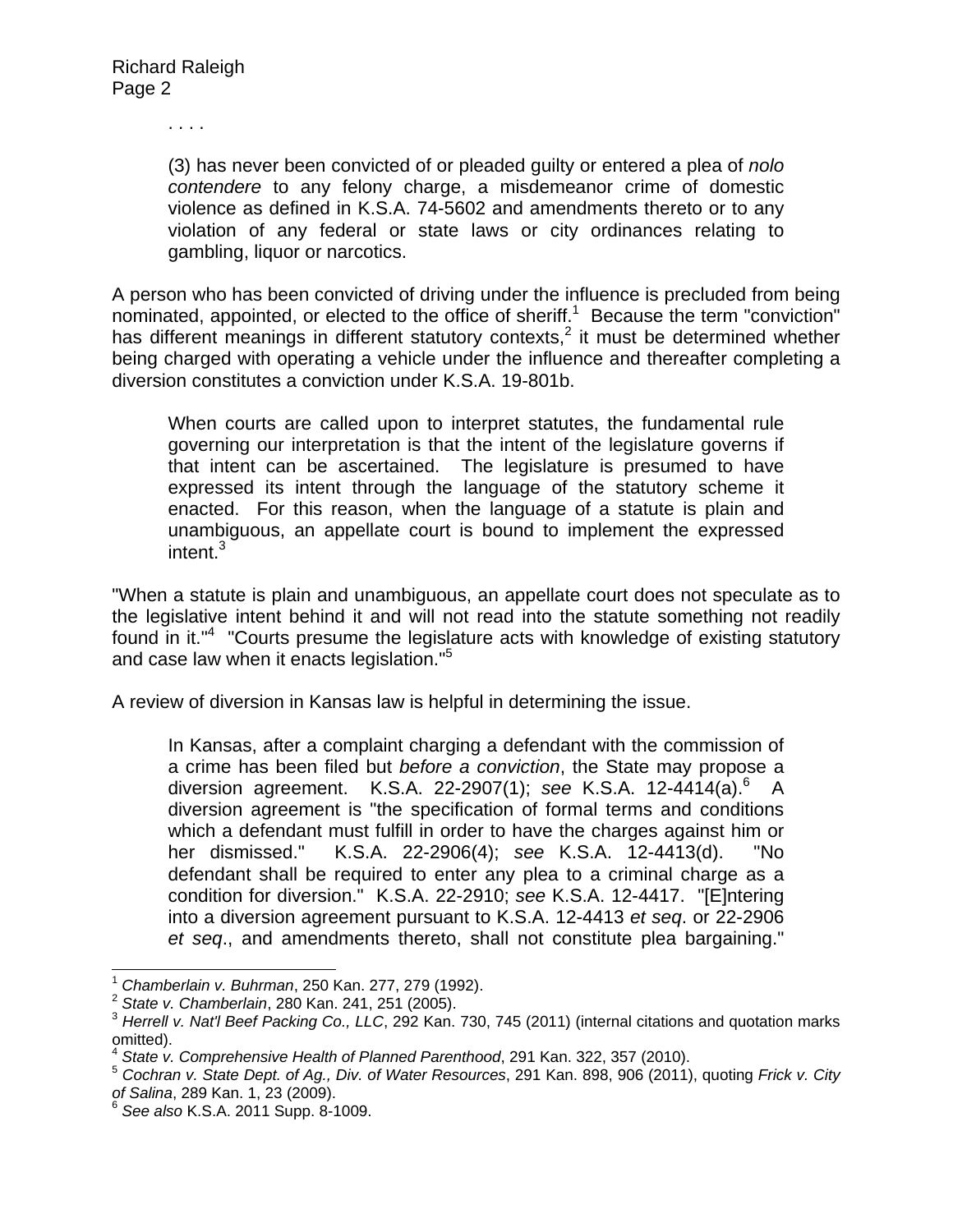. . . .

> (3) has never been convicted of or pleaded guilty or entered a plea of *nolo contendere* to any felony charge, a misdemeanor crime of domestic violence as defined in K.S.A. 74-5602 and amendments thereto or to any violation of any federal or state laws or city ordinances relating to gambling, liquor or narcotics.

A person who has been convicted of driving under the influence is precluded from being nominated, appointed, or elected to the office of sheriff.[1] Because the term "conviction" has different meanings in different statutory contexts,[2] it must be determined whether being charged with operating a vehicle under the influence and thereafter completing a diversion constitutes a conviction under K.S.A. 19-801b.

> When courts are called upon to interpret statutes, the fundamental rule governing our interpretation is that the intent of the legislature governs if that intent can be ascertained. The legislature is presumed to have expressed its intent through the language of the statutory scheme it enacted. For this reason, when the language of a statute is plain and unambiguous, an appellate court is bound to implement the expressed intent.[3]

"When a statute is plain and unambiguous, an appellate court does not speculate as to the legislative intent behind it and will not read into the statute something not readily found in it."[4] "Courts presume the legislature acts with knowledge of existing statutory and case law when it enacts legislation."[5]

A review of diversion in Kansas law is helpful in determining the issue.

> In Kansas, after a complaint charging a defendant with the commission of a crime has been filed but *before a conviction*, the State may propose a diversion agreement. K.S.A. 22-2907(1); *see* K.S.A. 12-4414(a).[6] A diversion agreement is "the specification of formal terms and conditions which a defendant must fulfill in order to have the charges against him or her dismissed." K.S.A. 22-2906(4); *see* K.S.A. 12-4413(d). "No defendant shall be required to enter any plea to a criminal charge as a condition for diversion." K.S.A. 22-2910; *see* K.S.A. 12-4417. "[E]ntering into a diversion agreement pursuant to K.S.A. 12-4413 *et seq*. or 22-2906 *et seq*., and amendments thereto, shall not constitute plea bargaining."

---

[1] *Chamberlain v. Buhrman*, 250 Kan. 277, 279 (1992).

[2] *State v. Chamberlain*, 280 Kan. 241, 251 (2005).

[3] *Herrell v. Nat'l Beef Packing Co., LLC*, 292 Kan. 730, 745 (2011) (internal citations and quotation marks omitted).

[4] *State v. Comprehensive Health of Planned Parenthood*, 291 Kan. 322, 357 (2010).

[5] *Cochran v. State Dept. of Ag., Div. of Water Resources*, 291 Kan. 898, 906 (2011), quoting *Frick v. City of Salina*, 289 Kan. 1, 23 (2009).

[6] *See also* K.S.A. 2011 Supp. 8-1009.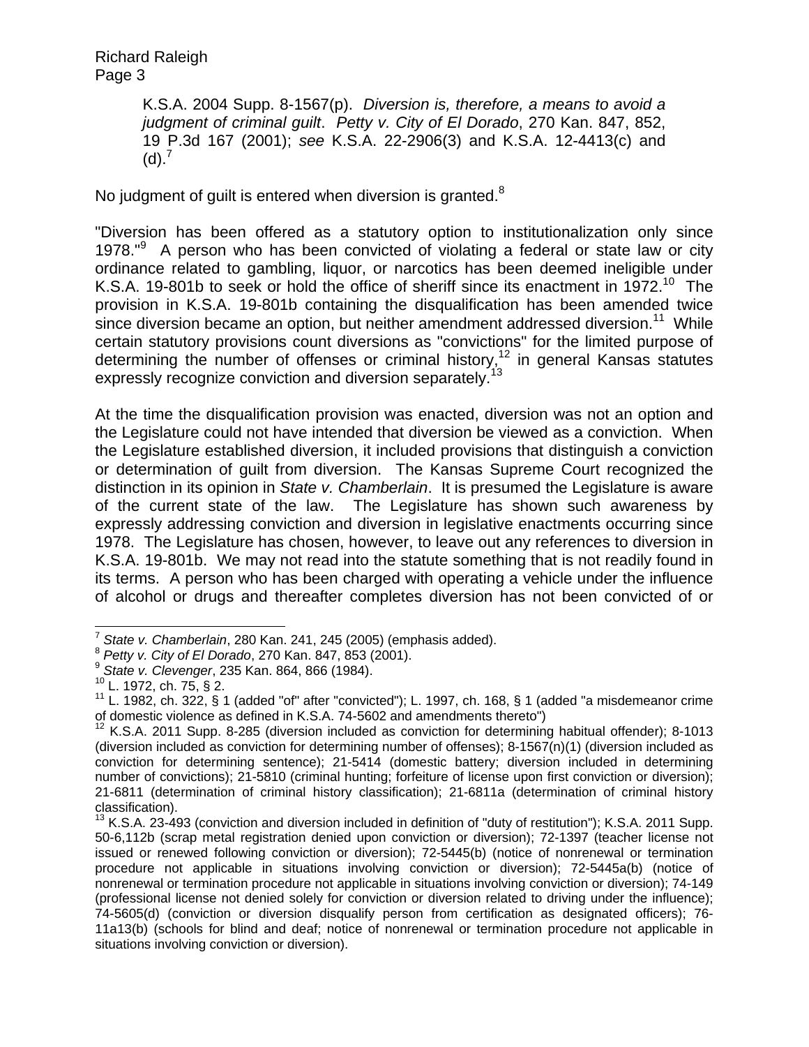> K.S.A. 2004 Supp. 8-1567(p). *Diversion is, therefore, a means to avoid a judgment of criminal guilt*. *Petty v. City of El Dorado*, 270 Kan. 847, 852, 19 P.3d 167 (2001); *see* K.S.A. 22-2906(3) and K.S.A. 12-4413(c) and (d).[7]

No judgment of guilt is entered when diversion is granted.[8]

"Diversion has been offered as a statutory option to institutionalization only since 1978."[9] A person who has been convicted of violating a federal or state law or city ordinance related to gambling, liquor, or narcotics has been deemed ineligible under K.S.A. 19-801b to seek or hold the office of sheriff since its enactment in 1972.[10] The provision in K.S.A. 19-801b containing the disqualification has been amended twice since diversion became an option, but neither amendment addressed diversion.[11] While certain statutory provisions count diversions as "convictions" for the limited purpose of determining the number of offenses or criminal history,[12] in general Kansas statutes expressly recognize conviction and diversion separately.[13]

At the time the disqualification provision was enacted, diversion was not an option and the Legislature could not have intended that diversion be viewed as a conviction. When the Legislature established diversion, it included provisions that distinguish a conviction or determination of guilt from diversion. The Kansas Supreme Court recognized the distinction in its opinion in *State v. Chamberlain*. It is presumed the Legislature is aware of the current state of the law. The Legislature has shown such awareness by expressly addressing conviction and diversion in legislative enactments occurring since 1978. The Legislature has chosen, however, to leave out any references to diversion in K.S.A. 19-801b. We may not read into the statute something that is not readily found in its terms. A person who has been charged with operating a vehicle under the influence of alcohol or drugs and thereafter completes diversion has not been convicted of or

---

[7] *State v. Chamberlain*, 280 Kan. 241, 245 (2005) (emphasis added).

[8] *Petty v. City of El Dorado*, 270 Kan. 847, 853 (2001).

[9] *State v. Clevenger*, 235 Kan. 864, 866 (1984).

[10] L. 1972, ch. 75, § 2.

[11] L. 1982, ch. 322, § 1 (added "of" after "convicted"); L. 1997, ch. 168, § 1 (added "a misdemeanor crime of domestic violence as defined in K.S.A. 74-5602 and amendments thereto")

[12] K.S.A. 2011 Supp. 8-285 (diversion included as conviction for determining habitual offender); 8-1013 (diversion included as conviction for determining number of offenses); 8-1567(n)(1) (diversion included as conviction for determining sentence); 21-5414 (domestic battery; diversion included in determining number of convictions); 21-5810 (criminal hunting; forfeiture of license upon first conviction or diversion); 21-6811 (determination of criminal history classification); 21-6811a (determination of criminal history classification).

[13] K.S.A. 23-493 (conviction and diversion included in definition of "duty of restitution"); K.S.A. 2011 Supp. 50-6,112b (scrap metal registration denied upon conviction or diversion); 72-1397 (teacher license not issued or renewed following conviction or diversion); 72-5445(b) (notice of nonrenewal or termination procedure not applicable in situations involving conviction or diversion); 72-5445a(b) (notice of nonrenewal or termination procedure not applicable in situations involving conviction or diversion); 74-149 (professional license not denied solely for conviction or diversion related to driving under the influence); 74-5605(d) (conviction or diversion disqualify person from certification as designated officers); 76-11a13(b) (schools for blind and deaf; notice of nonrenewal or termination procedure not applicable in situations involving conviction or diversion).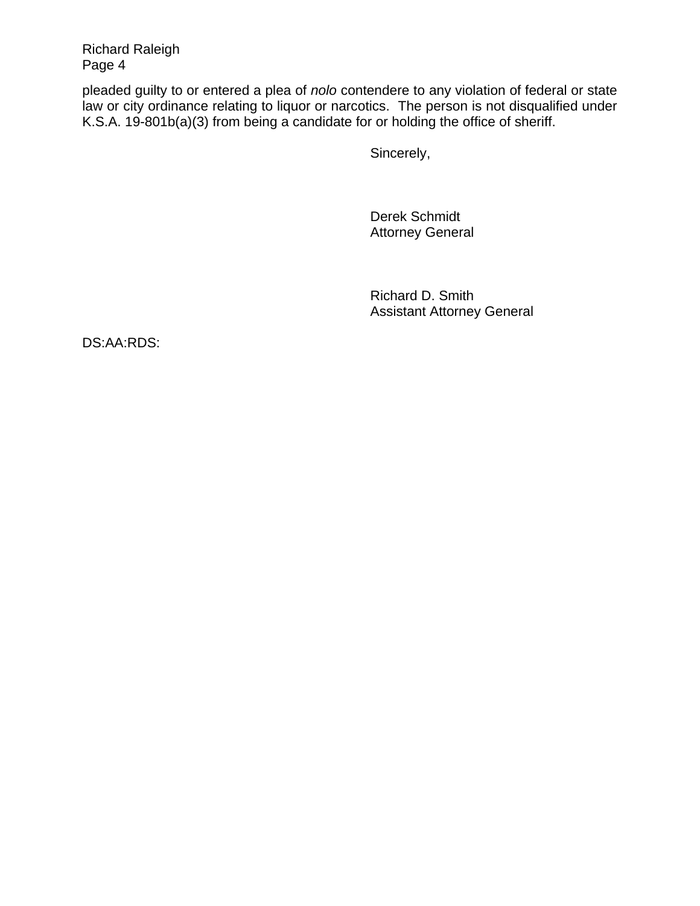pleaded guilty to or entered a plea of *nolo* contendere to any violation of federal or state law or city ordinance relating to liquor or narcotics. The person is not disqualified under K.S.A. 19-801b(a)(3) from being a candidate for or holding the office of sheriff.

Sincerely,

Derek Schmidt
Attorney General

Richard D. Smith
Assistant Attorney General

DS:AA:RDS: